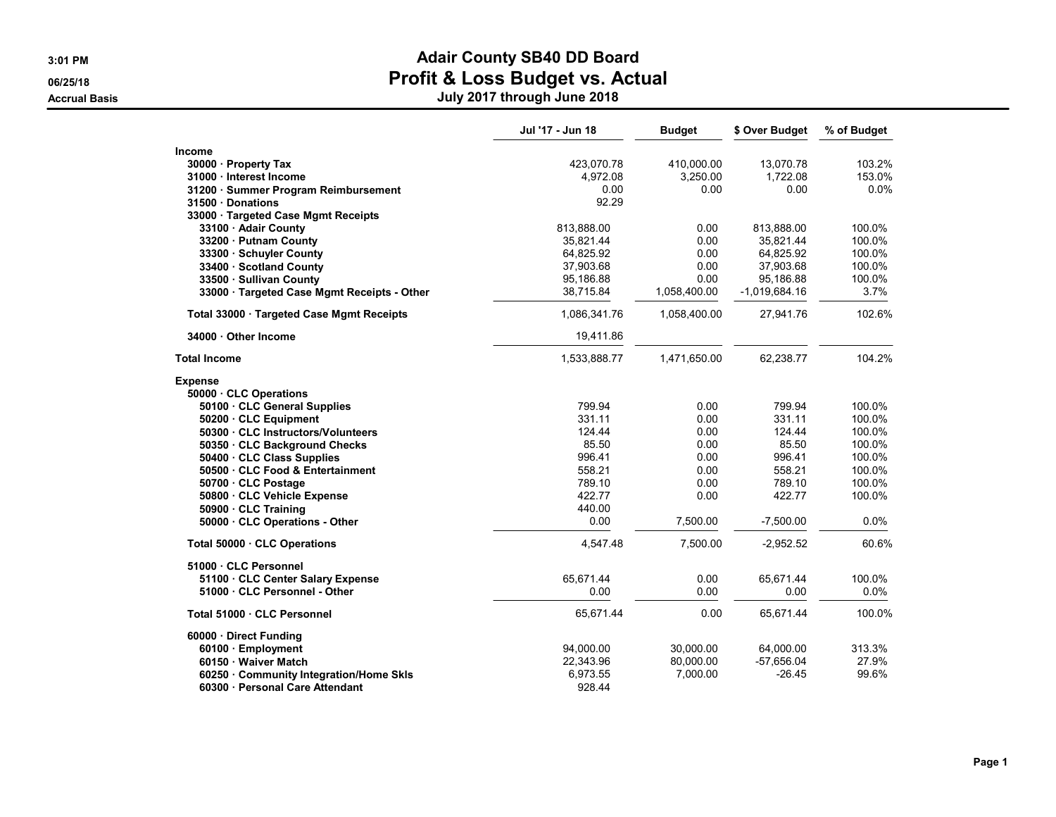# Adair County SB40 DD Board
## Profit & Loss Budget vs. Actual
### July 2017 through June 2018

3:01 PM
06/25/18
Accrual Basis

| | Jul '17 - Jun 18 | Budget | $ Over Budget | % of Budget |
|---|---|---|---|---|
| **Income** | | | | |
| 30000 · Property Tax | 423,070.78 | 410,000.00 | 13,070.78 | 103.2% |
| 31000 · Interest Income | 4,972.08 | 3,250.00 | 1,722.08 | 153.0% |
| 31200 · Summer Program Reimbursement | 0.00 | 0.00 | 0.00 | 0.0% |
| 31500 · Donations | 92.29 | | | |
| 33000 · Targeted Case Mgmt Receipts | | | | |
| 33100 · Adair County | 813,888.00 | 0.00 | 813,888.00 | 100.0% |
| 33200 · Putnam County | 35,821.44 | 0.00 | 35,821.44 | 100.0% |
| 33300 · Schuyler County | 64,825.92 | 0.00 | 64,825.92 | 100.0% |
| 33400 · Scotland County | 37,903.68 | 0.00 | 37,903.68 | 100.0% |
| 33500 · Sullivan County | 95,186.88 | 0.00 | 95,186.88 | 100.0% |
| 33000 · Targeted Case Mgmt Receipts - Other | 38,715.84 | 1,058,400.00 | -1,019,684.16 | 3.7% |
| Total 33000 · Targeted Case Mgmt Receipts | 1,086,341.76 | 1,058,400.00 | 27,941.76 | 102.6% |
| 34000 · Other Income | 19,411.86 | | | |
| **Total Income** | 1,533,888.77 | 1,471,650.00 | 62,238.77 | 104.2% |
| **Expense** | | | | |
| 50000 · CLC Operations | | | | |
| 50100 · CLC General Supplies | 799.94 | 0.00 | 799.94 | 100.0% |
| 50200 · CLC Equipment | 331.11 | 0.00 | 331.11 | 100.0% |
| 50300 · CLC Instructors/Volunteers | 124.44 | 0.00 | 124.44 | 100.0% |
| 50350 · CLC Background Checks | 85.50 | 0.00 | 85.50 | 100.0% |
| 50400 · CLC Class Supplies | 996.41 | 0.00 | 996.41 | 100.0% |
| 50500 · CLC Food & Entertainment | 558.21 | 0.00 | 558.21 | 100.0% |
| 50700 · CLC Postage | 789.10 | 0.00 | 789.10 | 100.0% |
| 50800 · CLC Vehicle Expense | 422.77 | 0.00 | 422.77 | 100.0% |
| 50900 · CLC Training | 440.00 | | | |
| 50000 · CLC Operations - Other | 0.00 | 7,500.00 | -7,500.00 | 0.0% |
| Total 50000 · CLC Operations | 4,547.48 | 7,500.00 | -2,952.52 | 60.6% |
| 51000 · CLC Personnel | | | | |
| 51100 · CLC Center Salary Expense | 65,671.44 | 0.00 | 65,671.44 | 100.0% |
| 51000 · CLC Personnel - Other | 0.00 | 0.00 | 0.00 | 0.0% |
| Total 51000 · CLC Personnel | 65,671.44 | 0.00 | 65,671.44 | 100.0% |
| 60000 · Direct Funding | | | | |
| 60100 · Employment | 94,000.00 | 30,000.00 | 64,000.00 | 313.3% |
| 60150 · Waiver Match | 22,343.96 | 80,000.00 | -57,656.04 | 27.9% |
| 60250 · Community Integration/Home Skls | 6,973.55 | 7,000.00 | -26.45 | 99.6% |
| 60300 · Personal Care Attendant | 928.44 | | | |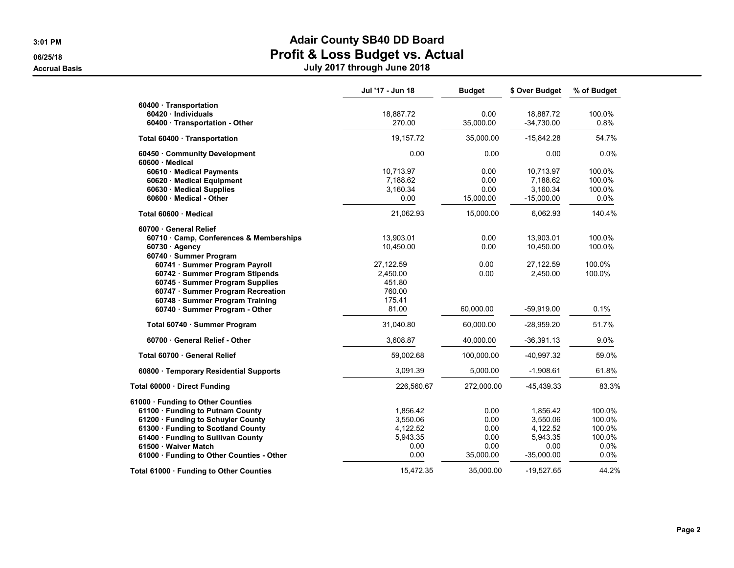# Adair County SB40 DD Board
## Profit & Loss Budget vs. Actual
### July 2017 through June 2018

3:01 PM
06/25/18
Accrual Basis

| | Jul '17 - Jun 18 | Budget | $ Over Budget | % of Budget |
|---|---|---|---|---|
| 60400 · Transportation | | | | |
| 60420 · Individuals | 18,887.72 | 0.00 | 18,887.72 | 100.0% |
| 60400 · Transportation - Other | 270.00 | 35,000.00 | -34,730.00 | 0.8% |
| Total 60400 · Transportation | 19,157.72 | 35,000.00 | -15,842.28 | 54.7% |
| 60450 · Community Development | 0.00 | 0.00 | 0.00 | 0.0% |
| 60600 · Medical | | | | |
| 60610 · Medical Payments | 10,713.97 | 0.00 | 10,713.97 | 100.0% |
| 60620 · Medical Equipment | 7,188.62 | 0.00 | 7,188.62 | 100.0% |
| 60630 · Medical Supplies | 3,160.34 | 0.00 | 3,160.34 | 100.0% |
| 60600 · Medical - Other | 0.00 | 15,000.00 | -15,000.00 | 0.0% |
| Total 60600 · Medical | 21,062.93 | 15,000.00 | 6,062.93 | 140.4% |
| 60700 · General Relief | | | | |
| 60710 · Camp, Conferences & Memberships | 13,903.01 | 0.00 | 13,903.01 | 100.0% |
| 60730 · Agency | 10,450.00 | 0.00 | 10,450.00 | 100.0% |
| 60740 · Summer Program | | | | |
| 60741 · Summer Program Payroll | 27,122.59 | 0.00 | 27,122.59 | 100.0% |
| 60742 · Summer Program Stipends | 2,450.00 | 0.00 | 2,450.00 | 100.0% |
| 60745 · Summer Program Supplies | 451.80 | | | |
| 60747 · Summer Program Recreation | 760.00 | | | |
| 60748 · Summer Program Training | 175.41 | | | |
| 60740 · Summer Program - Other | 81.00 | 60,000.00 | -59,919.00 | 0.1% |
| Total 60740 · Summer Program | 31,040.80 | 60,000.00 | -28,959.20 | 51.7% |
| 60700 · General Relief - Other | 3,608.87 | 40,000.00 | -36,391.13 | 9.0% |
| Total 60700 · General Relief | 59,002.68 | 100,000.00 | -40,997.32 | 59.0% |
| 60800 · Temporary Residential Supports | 3,091.39 | 5,000.00 | -1,908.61 | 61.8% |
| Total 60000 · Direct Funding | 226,560.67 | 272,000.00 | -45,439.33 | 83.3% |
| 61000 · Funding to Other Counties | | | | |
| 61100 · Funding to Putnam County | 1,856.42 | 0.00 | 1,856.42 | 100.0% |
| 61200 · Funding to Schuyler County | 3,550.06 | 0.00 | 3,550.06 | 100.0% |
| 61300 · Funding to Scotland County | 4,122.52 | 0.00 | 4,122.52 | 100.0% |
| 61400 · Funding to Sullivan County | 5,943.35 | 0.00 | 5,943.35 | 100.0% |
| 61500 · Waiver Match | 0.00 | 0.00 | 0.00 | 0.0% |
| 61000 · Funding to Other Counties - Other | 0.00 | 35,000.00 | -35,000.00 | 0.0% |
| Total 61000 · Funding to Other Counties | 15,472.35 | 35,000.00 | -19,527.65 | 44.2% |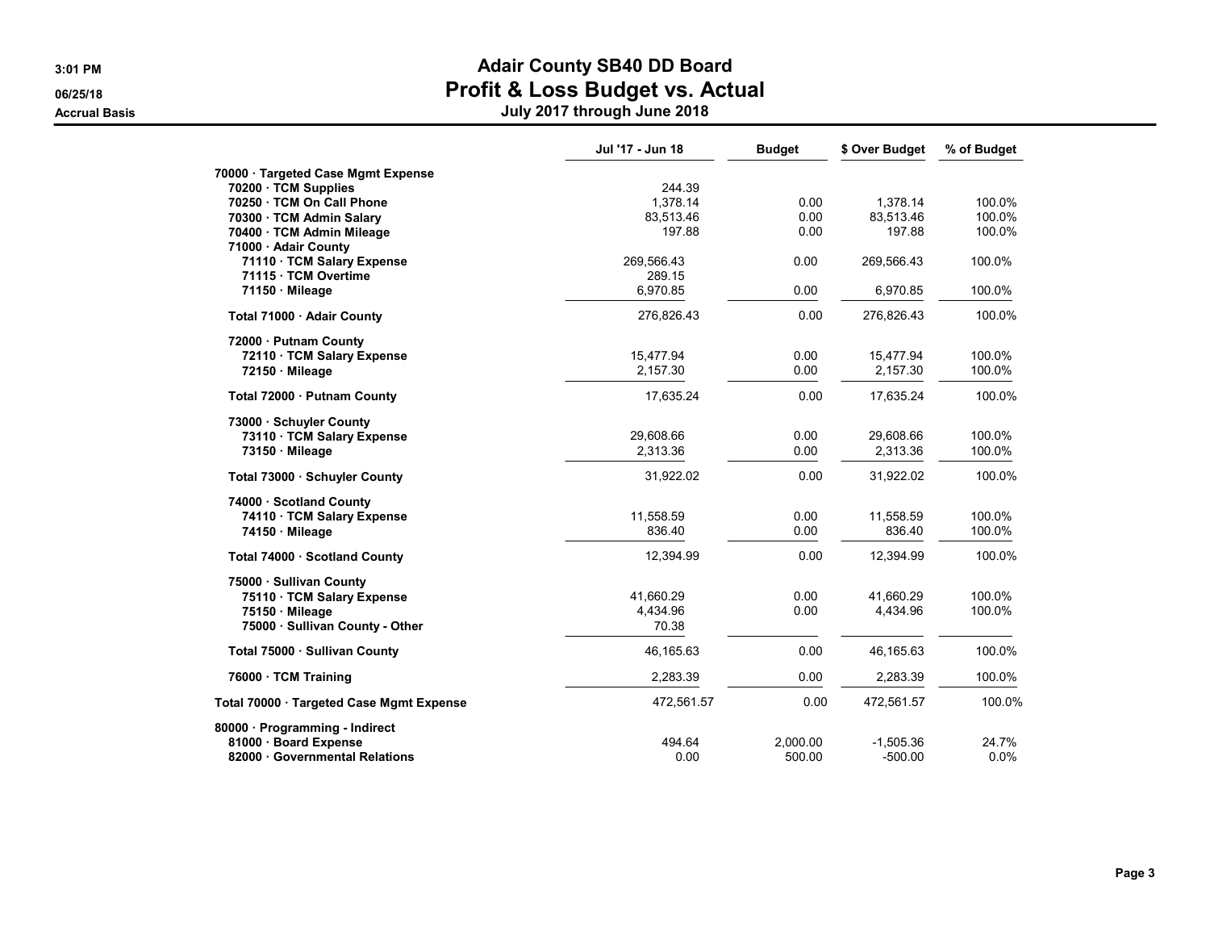# Adair County SB40 DD Board
## Profit & Loss Budget vs. Actual
### July 2017 through June 2018

Accrual Basis

| | Jul '17 - Jun 18 | Budget | $ Over Budget | % of Budget |
|---|---|---|---|---|
| 70000 · Targeted Case Mgmt Expense | | | | |
| 70200 · TCM Supplies | 244.39 | | | |
| 70250 · TCM On Call Phone | 1,378.14 | 0.00 | 1,378.14 | 100.0% |
| 70300 · TCM Admin Salary | 83,513.46 | 0.00 | 83,513.46 | 100.0% |
| 70400 · TCM Admin Mileage | 197.88 | 0.00 | 197.88 | 100.0% |
| 71000 · Adair County | | | | |
| 71110 · TCM Salary Expense | 269,566.43 | 0.00 | 269,566.43 | 100.0% |
| 71115 · TCM Overtime | 289.15 | | | |
| 71150 · Mileage | 6,970.85 | 0.00 | 6,970.85 | 100.0% |
| Total 71000 · Adair County | 276,826.43 | 0.00 | 276,826.43 | 100.0% |
| 72000 · Putnam County | | | | |
| 72110 · TCM Salary Expense | 15,477.94 | 0.00 | 15,477.94 | 100.0% |
| 72150 · Mileage | 2,157.30 | 0.00 | 2,157.30 | 100.0% |
| Total 72000 · Putnam County | 17,635.24 | 0.00 | 17,635.24 | 100.0% |
| 73000 · Schuyler County | | | | |
| 73110 · TCM Salary Expense | 29,608.66 | 0.00 | 29,608.66 | 100.0% |
| 73150 · Mileage | 2,313.36 | 0.00 | 2,313.36 | 100.0% |
| Total 73000 · Schuyler County | 31,922.02 | 0.00 | 31,922.02 | 100.0% |
| 74000 · Scotland County | | | | |
| 74110 · TCM Salary Expense | 11,558.59 | 0.00 | 11,558.59 | 100.0% |
| 74150 · Mileage | 836.40 | 0.00 | 836.40 | 100.0% |
| Total 74000 · Scotland County | 12,394.99 | 0.00 | 12,394.99 | 100.0% |
| 75000 · Sullivan County | | | | |
| 75110 · TCM Salary Expense | 41,660.29 | 0.00 | 41,660.29 | 100.0% |
| 75150 · Mileage | 4,434.96 | 0.00 | 4,434.96 | 100.0% |
| 75000 · Sullivan County - Other | 70.38 | | | |
| Total 75000 · Sullivan County | 46,165.63 | 0.00 | 46,165.63 | 100.0% |
| 76000 · TCM Training | 2,283.39 | 0.00 | 2,283.39 | 100.0% |
| Total 70000 · Targeted Case Mgmt Expense | 472,561.57 | 0.00 | 472,561.57 | 100.0% |
| 80000 · Programming - Indirect | | | | |
| 81000 · Board Expense | 494.64 | 2,000.00 | -1,505.36 | 24.7% |
| 82000 · Governmental Relations | 0.00 | 500.00 | -500.00 | 0.0% |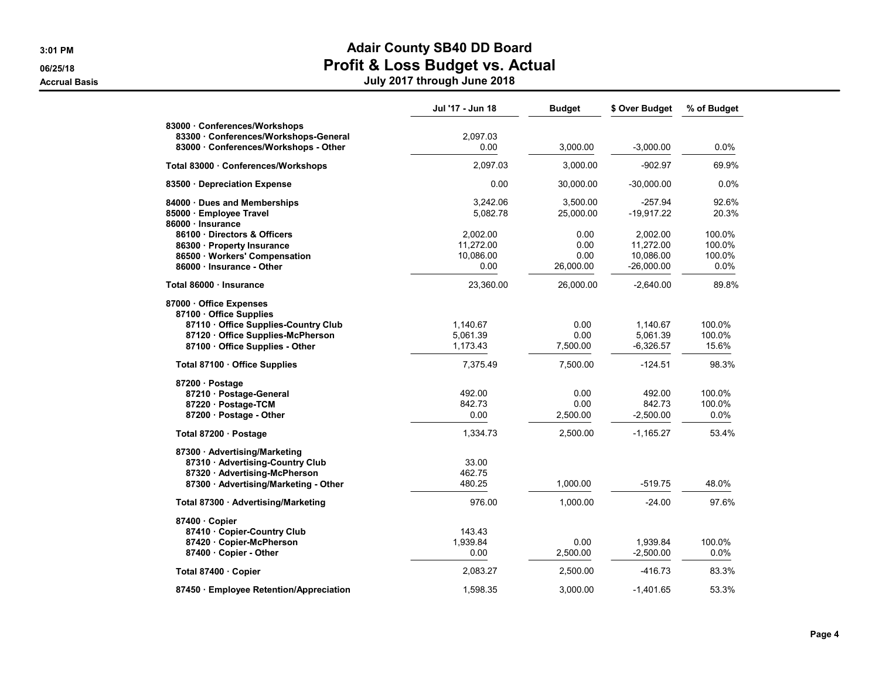# Adair County SB40 DD Board
## Profit & Loss Budget vs. Actual
### July 2017 through June 2018

3:01 PM
06/25/18
Accrual Basis

| | Jul '17 - Jun 18 | Budget | $ Over Budget | % of Budget |
|---|---|---|---|---|
| 83000 · Conferences/Workshops | | | | |
| 83300 · Conferences/Workshops-General | 2,097.03 | | | |
| 83000 · Conferences/Workshops - Other | 0.00 | 3,000.00 | -3,000.00 | 0.0% |
| **Total 83000 · Conferences/Workshops** | 2,097.03 | 3,000.00 | -902.97 | 69.9% |
| 83500 · Depreciation Expense | 0.00 | 30,000.00 | -30,000.00 | 0.0% |
| 84000 · Dues and Memberships | 3,242.06 | 3,500.00 | -257.94 | 92.6% |
| 85000 · Employee Travel | 5,082.78 | 25,000.00 | -19,917.22 | 20.3% |
| 86000 · Insurance | | | | |
| 86100 · Directors & Officers | 2,002.00 | 0.00 | 2,002.00 | 100.0% |
| 86300 · Property Insurance | 11,272.00 | 0.00 | 11,272.00 | 100.0% |
| 86500 · Workers' Compensation | 10,086.00 | 0.00 | 10,086.00 | 100.0% |
| 86000 · Insurance - Other | 0.00 | 26,000.00 | -26,000.00 | 0.0% |
| **Total 86000 · Insurance** | 23,360.00 | 26,000.00 | -2,640.00 | 89.8% |
| 87000 · Office Expenses | | | | |
| 87100 · Office Supplies | | | | |
| 87110 · Office Supplies-Country Club | 1,140.67 | 0.00 | 1,140.67 | 100.0% |
| 87120 · Office Supplies-McPherson | 5,061.39 | 0.00 | 5,061.39 | 100.0% |
| 87100 · Office Supplies - Other | 1,173.43 | 7,500.00 | -6,326.57 | 15.6% |
| **Total 87100 · Office Supplies** | 7,375.49 | 7,500.00 | -124.51 | 98.3% |
| 87200 · Postage | | | | |
| 87210 · Postage-General | 492.00 | 0.00 | 492.00 | 100.0% |
| 87220 · Postage-TCM | 842.73 | 0.00 | 842.73 | 100.0% |
| 87200 · Postage - Other | 0.00 | 2,500.00 | -2,500.00 | 0.0% |
| **Total 87200 · Postage** | 1,334.73 | 2,500.00 | -1,165.27 | 53.4% |
| 87300 · Advertising/Marketing | | | | |
| 87310 · Advertising-Country Club | 33.00 | | | |
| 87320 · Advertising-McPherson | 462.75 | | | |
| 87300 · Advertising/Marketing - Other | 480.25 | 1,000.00 | -519.75 | 48.0% |
| **Total 87300 · Advertising/Marketing** | 976.00 | 1,000.00 | -24.00 | 97.6% |
| 87400 · Copier | | | | |
| 87410 · Copier-Country Club | 143.43 | | | |
| 87420 · Copier-McPherson | 1,939.84 | 0.00 | 1,939.84 | 100.0% |
| 87400 · Copier - Other | 0.00 | 2,500.00 | -2,500.00 | 0.0% |
| **Total 87400 · Copier** | 2,083.27 | 2,500.00 | -416.73 | 83.3% |
| 87450 · Employee Retention/Appreciation | 1,598.35 | 3,000.00 | -1,401.65 | 53.3% |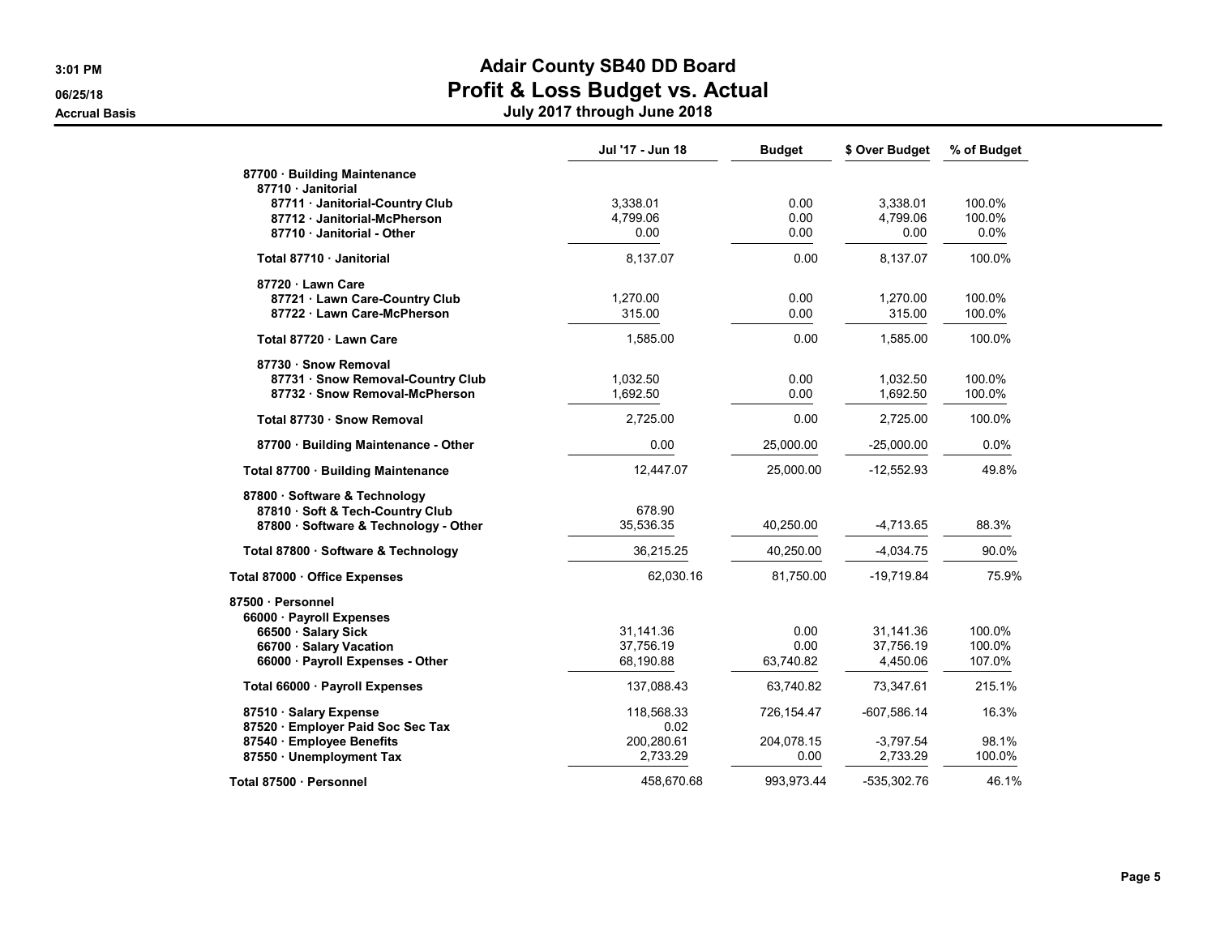# Adair County SB40 DD Board
## Profit & Loss Budget vs. Actual
### July 2017 through June 2018

Accrual Basis

| | Jul '17 - Jun 18 | Budget | $ Over Budget | % of Budget |
|---|---|---|---|---|
| 87700 · Building Maintenance | | | | |
| 87710 · Janitorial | | | | |
| 87711 · Janitorial-Country Club | 3,338.01 | 0.00 | 3,338.01 | 100.0% |
| 87712 · Janitorial-McPherson | 4,799.06 | 0.00 | 4,799.06 | 100.0% |
| 87710 · Janitorial - Other | 0.00 | 0.00 | 0.00 | 0.0% |
| Total 87710 · Janitorial | 8,137.07 | 0.00 | 8,137.07 | 100.0% |
| 87720 · Lawn Care | | | | |
| 87721 · Lawn Care-Country Club | 1,270.00 | 0.00 | 1,270.00 | 100.0% |
| 87722 · Lawn Care-McPherson | 315.00 | 0.00 | 315.00 | 100.0% |
| Total 87720 · Lawn Care | 1,585.00 | 0.00 | 1,585.00 | 100.0% |
| 87730 · Snow Removal | | | | |
| 87731 · Snow Removal-Country Club | 1,032.50 | 0.00 | 1,032.50 | 100.0% |
| 87732 · Snow Removal-McPherson | 1,692.50 | 0.00 | 1,692.50 | 100.0% |
| Total 87730 · Snow Removal | 2,725.00 | 0.00 | 2,725.00 | 100.0% |
| 87700 · Building Maintenance - Other | 0.00 | 25,000.00 | -25,000.00 | 0.0% |
| Total 87700 · Building Maintenance | 12,447.07 | 25,000.00 | -12,552.93 | 49.8% |
| 87800 · Software & Technology | | | | |
| 87810 · Soft & Tech-Country Club | 678.90 | | | |
| 87800 · Software & Technology - Other | 35,536.35 | 40,250.00 | -4,713.65 | 88.3% |
| Total 87800 · Software & Technology | 36,215.25 | 40,250.00 | -4,034.75 | 90.0% |
| Total 87000 · Office Expenses | 62,030.16 | 81,750.00 | -19,719.84 | 75.9% |
| 87500 · Personnel | | | | |
| 66000 · Payroll Expenses | | | | |
| 66500 · Salary Sick | 31,141.36 | 0.00 | 31,141.36 | 100.0% |
| 66700 · Salary Vacation | 37,756.19 | 0.00 | 37,756.19 | 100.0% |
| 66000 · Payroll Expenses - Other | 68,190.88 | 63,740.82 | 4,450.06 | 107.0% |
| Total 66000 · Payroll Expenses | 137,088.43 | 63,740.82 | 73,347.61 | 215.1% |
| 87510 · Salary Expense | 118,568.33 | 726,154.47 | -607,586.14 | 16.3% |
| 87520 · Employer Paid Soc Sec Tax | 0.02 | | | |
| 87540 · Employee Benefits | 200,280.61 | 204,078.15 | -3,797.54 | 98.1% |
| 87550 · Unemployment Tax | 2,733.29 | 0.00 | 2,733.29 | 100.0% |
| Total 87500 · Personnel | 458,670.68 | 993,973.44 | -535,302.76 | 46.1% |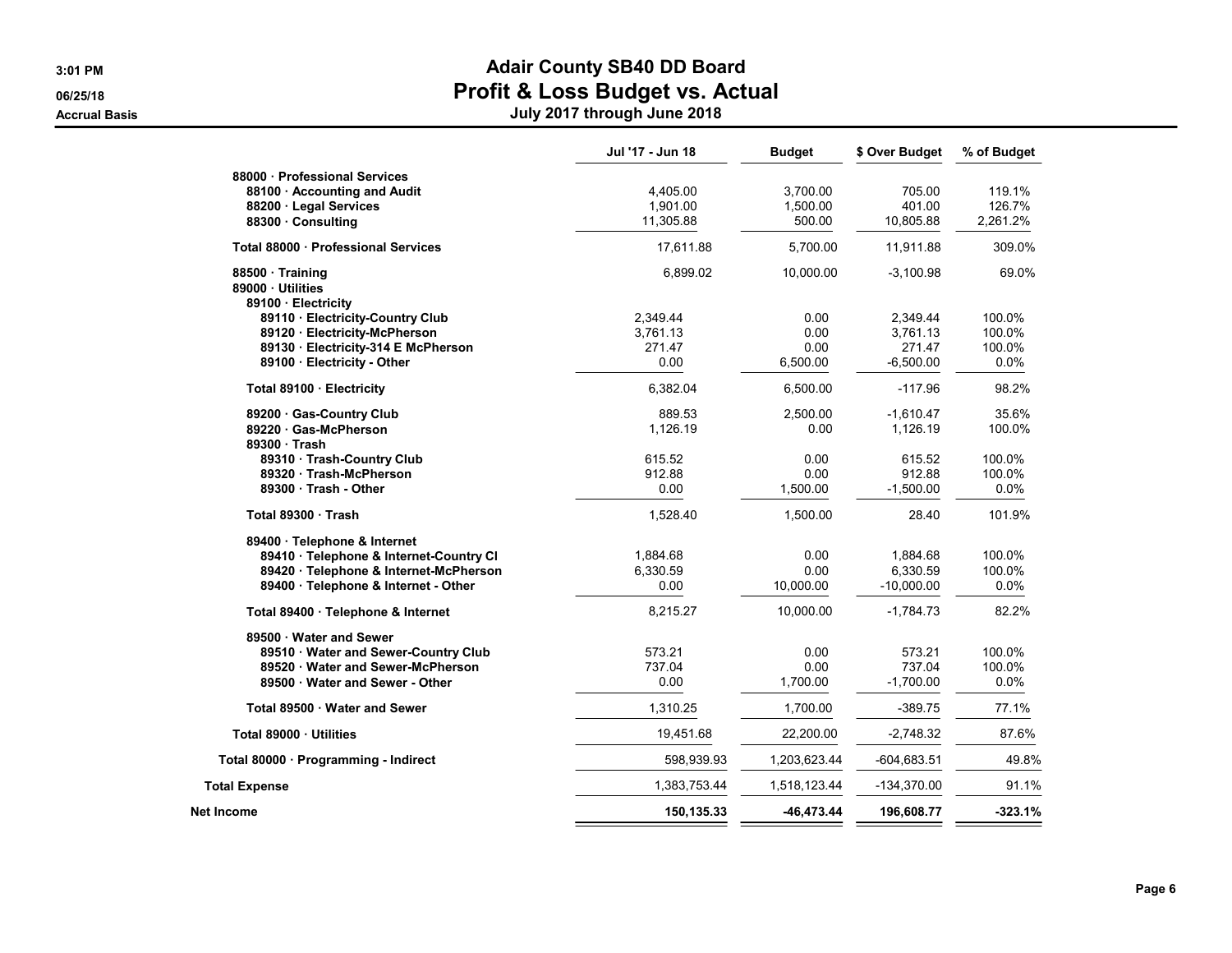# Adair County SB40 DD Board
## Profit & Loss Budget vs. Actual
### July 2017 through June 2018

3:01 PM
06/25/18
Accrual Basis

| | Jul '17 - Jun 18 | Budget | $ Over Budget | % of Budget |
|---|---|---|---|---|
| 88000 · Professional Services | | | | |
| 88100 · Accounting and Audit | 4,405.00 | 3,700.00 | 705.00 | 119.1% |
| 88200 · Legal Services | 1,901.00 | 1,500.00 | 401.00 | 126.7% |
| 88300 · Consulting | 11,305.88 | 500.00 | 10,805.88 | 2,261.2% |
| **Total 88000 · Professional Services** | 17,611.88 | 5,700.00 | 11,911.88 | 309.0% |
| 88500 · Training | 6,899.02 | 10,000.00 | -3,100.98 | 69.0% |
| 89000 · Utilities | | | | |
| 89100 · Electricity | | | | |
| 89110 · Electricity-Country Club | 2,349.44 | 0.00 | 2,349.44 | 100.0% |
| 89120 · Electricity-McPherson | 3,761.13 | 0.00 | 3,761.13 | 100.0% |
| 89130 · Electricity-314 E McPherson | 271.47 | 0.00 | 271.47 | 100.0% |
| 89100 · Electricity - Other | 0.00 | 6,500.00 | -6,500.00 | 0.0% |
| **Total 89100 · Electricity** | 6,382.04 | 6,500.00 | -117.96 | 98.2% |
| 89200 · Gas-Country Club | 889.53 | 2,500.00 | -1,610.47 | 35.6% |
| 89220 · Gas-McPherson | 1,126.19 | 0.00 | 1,126.19 | 100.0% |
| 89300 · Trash | | | | |
| 89310 · Trash-Country Club | 615.52 | 0.00 | 615.52 | 100.0% |
| 89320 · Trash-McPherson | 912.88 | 0.00 | 912.88 | 100.0% |
| 89300 · Trash - Other | 0.00 | 1,500.00 | -1,500.00 | 0.0% |
| **Total 89300 · Trash** | 1,528.40 | 1,500.00 | 28.40 | 101.9% |
| 89400 · Telephone & Internet | | | | |
| 89410 · Telephone & Internet-Country Cl | 1,884.68 | 0.00 | 1,884.68 | 100.0% |
| 89420 · Telephone & Internet-McPherson | 6,330.59 | 0.00 | 6,330.59 | 100.0% |
| 89400 · Telephone & Internet - Other | 0.00 | 10,000.00 | -10,000.00 | 0.0% |
| **Total 89400 · Telephone & Internet** | 8,215.27 | 10,000.00 | -1,784.73 | 82.2% |
| 89500 · Water and Sewer | | | | |
| 89510 · Water and Sewer-Country Club | 573.21 | 0.00 | 573.21 | 100.0% |
| 89520 · Water and Sewer-McPherson | 737.04 | 0.00 | 737.04 | 100.0% |
| 89500 · Water and Sewer - Other | 0.00 | 1,700.00 | -1,700.00 | 0.0% |
| **Total 89500 · Water and Sewer** | 1,310.25 | 1,700.00 | -389.75 | 77.1% |
| **Total 89000 · Utilities** | 19,451.68 | 22,200.00 | -2,748.32 | 87.6% |
| **Total 80000 · Programming - Indirect** | 598,939.93 | 1,203,623.44 | -604,683.51 | 49.8% |
| **Total Expense** | 1,383,753.44 | 1,518,123.44 | -134,370.00 | 91.1% |
| **Net Income** | **150,135.33** | **-46,473.44** | **196,608.77** | **-323.1%** |